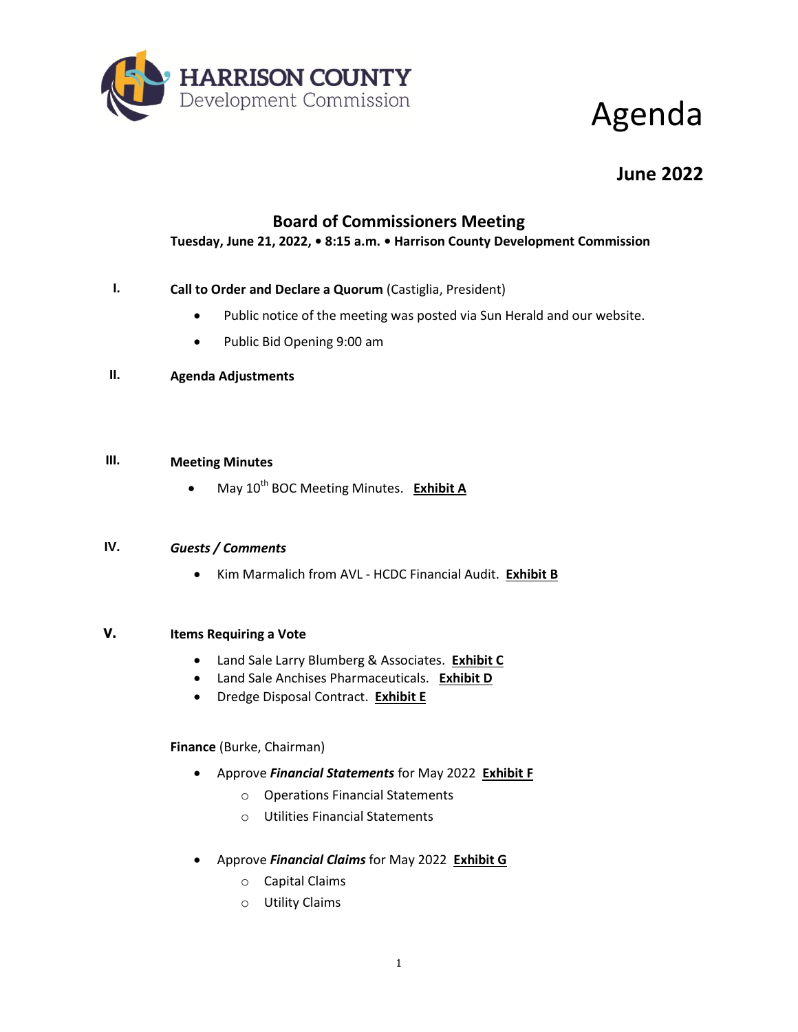HARRISON COUNTY
Development Commission

# Agenda

## June 2022

### Board of Commissioners Meeting

**Tuesday, June 21, 2022, • 8:15 a.m. • Harrison County Development Commission**

**I. Call to Order and Declare a Quorum** (Castiglia, President)

- Public notice of the meeting was posted via Sun Herald and our website.
- Public Bid Opening 9:00 am

**II. Agenda Adjustments**

**III. Meeting Minutes**

- May 10th BOC Meeting Minutes. **Exhibit A**

**IV. *Guests / Comments***

- Kim Marmalich from AVL - HCDC Financial Audit. **Exhibit B**

**V. Items Requiring a Vote**

- Land Sale Larry Blumberg & Associates. **Exhibit C**
- Land Sale Anchises Pharmaceuticals. **Exhibit D**
- Dredge Disposal Contract. **Exhibit E**

**Finance** (Burke, Chairman)

- Approve ***Financial Statements*** for May 2022 **Exhibit F**
  - Operations Financial Statements
  - Utilities Financial Statements
- Approve ***Financial Claims*** for May 2022 **Exhibit G**
  - Capital Claims
  - Utility Claims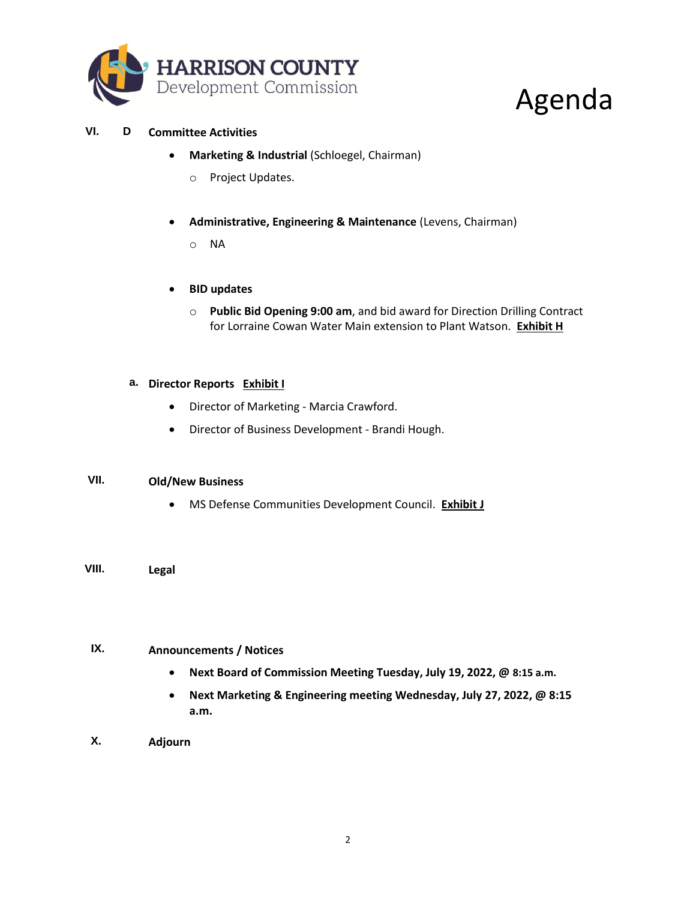HARRISON COUNTY
Development Commission

# Agenda

**VI. D Committee Activities**

- **Marketing & Industrial** (Schloegel, Chairman)
  - Project Updates.

- **Administrative, Engineering & Maintenance** (Levens, Chairman)
  - NA

- **BID updates**
  - **Public Bid Opening 9:00 am**, and bid award for Direction Drilling Contract for Lorraine Cowan Water Main extension to Plant Watson. **Exhibit H**

**a. Director Reports** **Exhibit I**

- Director of Marketing - Marcia Crawford.
- Director of Business Development - Brandi Hough.

**VII. Old/New Business**

- MS Defense Communities Development Council. **Exhibit J**

**VIII. Legal**

**IX. Announcements / Notices**

- **Next Board of Commission Meeting Tuesday, July 19, 2022, @ 8:15 a.m.**
- **Next Marketing & Engineering meeting Wednesday, July 27, 2022, @ 8:15 a.m.**

**X. Adjourn**